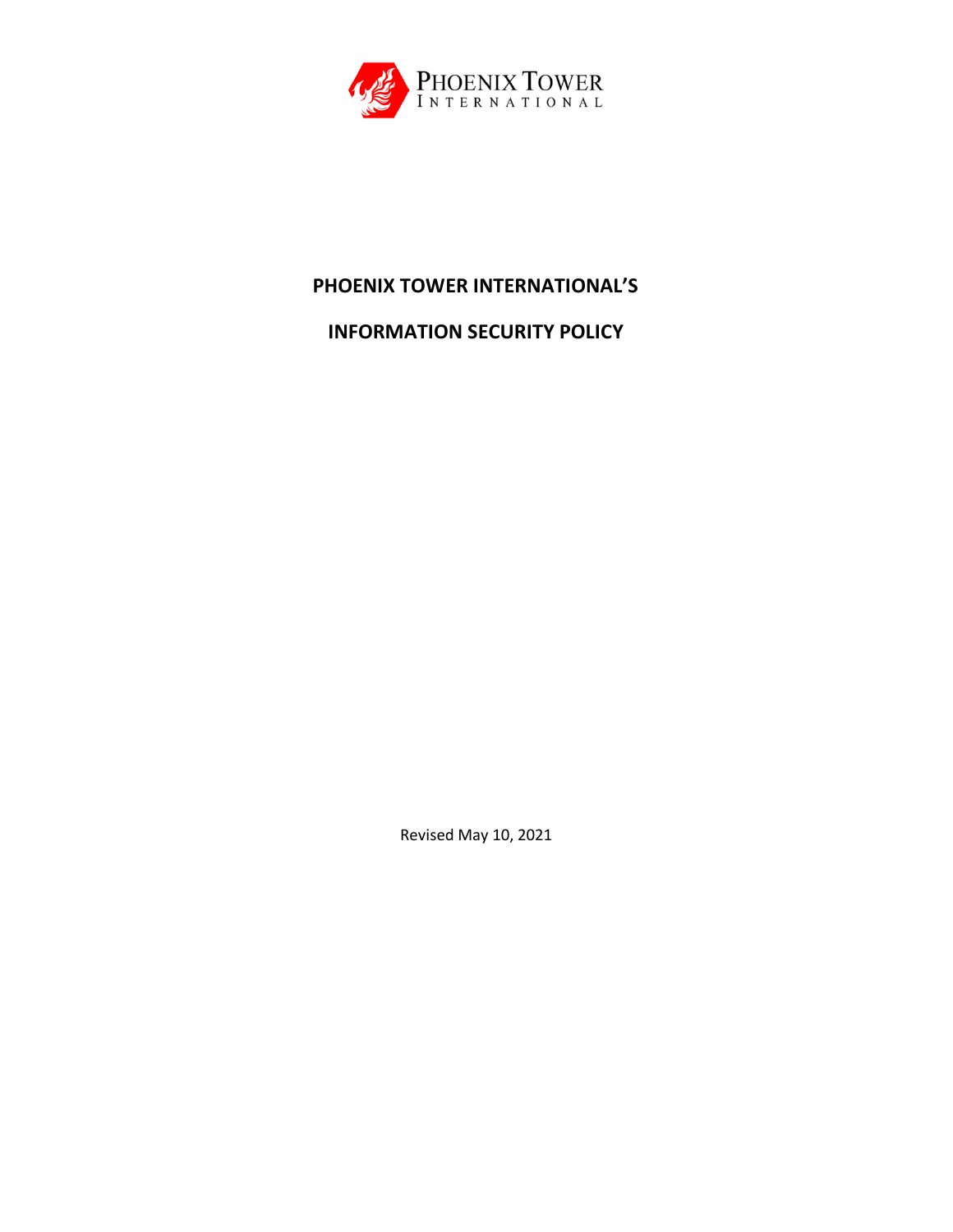PHOENIX TOWER
INTERNATIONAL

# PHOENIX TOWER INTERNATIONAL'S

# INFORMATION SECURITY POLICY

Revised May 10, 2021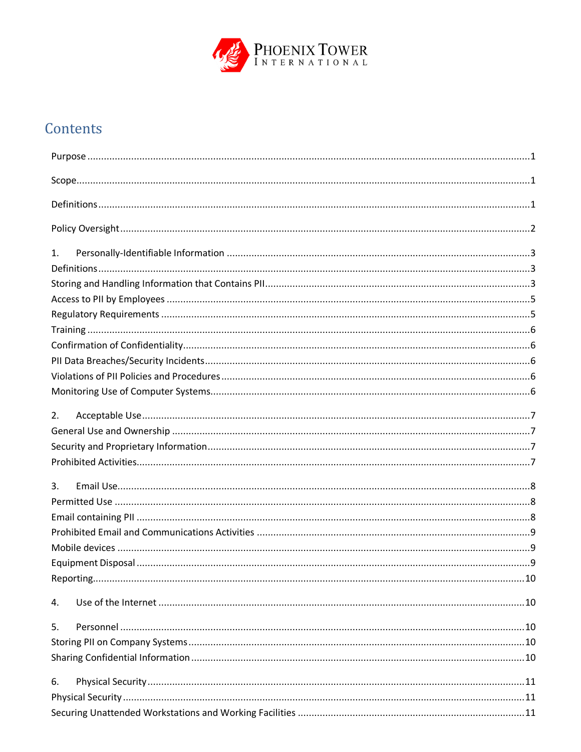# Contents

Purpose ........................................................................................................................................1

Scope.............................................................................................................................................1

Definitions ....................................................................................................................................1

Policy Oversight ..........................................................................................................................2

1. Personally-Identifiable Information .........................................................................................3

Definitions ....................................................................................................................................3

Storing and Handling Information that Contains PII....................................................................3

Access to PII by Employees .........................................................................................................5

Regulatory Requirements ............................................................................................................5

Training .......................................................................................................................................6

Confirmation of Confidentiality....................................................................................................6

PII Data Breaches/Security Incidents............................................................................................6

Violations of PII Policies and Procedures......................................................................................6

Monitoring Use of Computer Systems..........................................................................................6

2. Acceptable Use..........................................................................................................................7

General Use and Ownership ........................................................................................................7

Security and Proprietary Information............................................................................................7

Prohibited Activities......................................................................................................................7

3. Email Use....................................................................................................................................8

Permitted Use ..............................................................................................................................8

Email containing PII .....................................................................................................................8

Prohibited Email and Communications Activities ........................................................................9

Mobile devices .............................................................................................................................9

Equipment Disposal ....................................................................................................................9

Reporting.....................................................................................................................................10

4. Use of the Internet ..................................................................................................................10

5. Personnel .................................................................................................................................10

Storing PII on Company Systems................................................................................................10

Sharing Confidential Information ...............................................................................................10

6. Physical Security.......................................................................................................................11

Physical Security .........................................................................................................................11

Securing Unattended Workstations and Working Facilities .......................................................11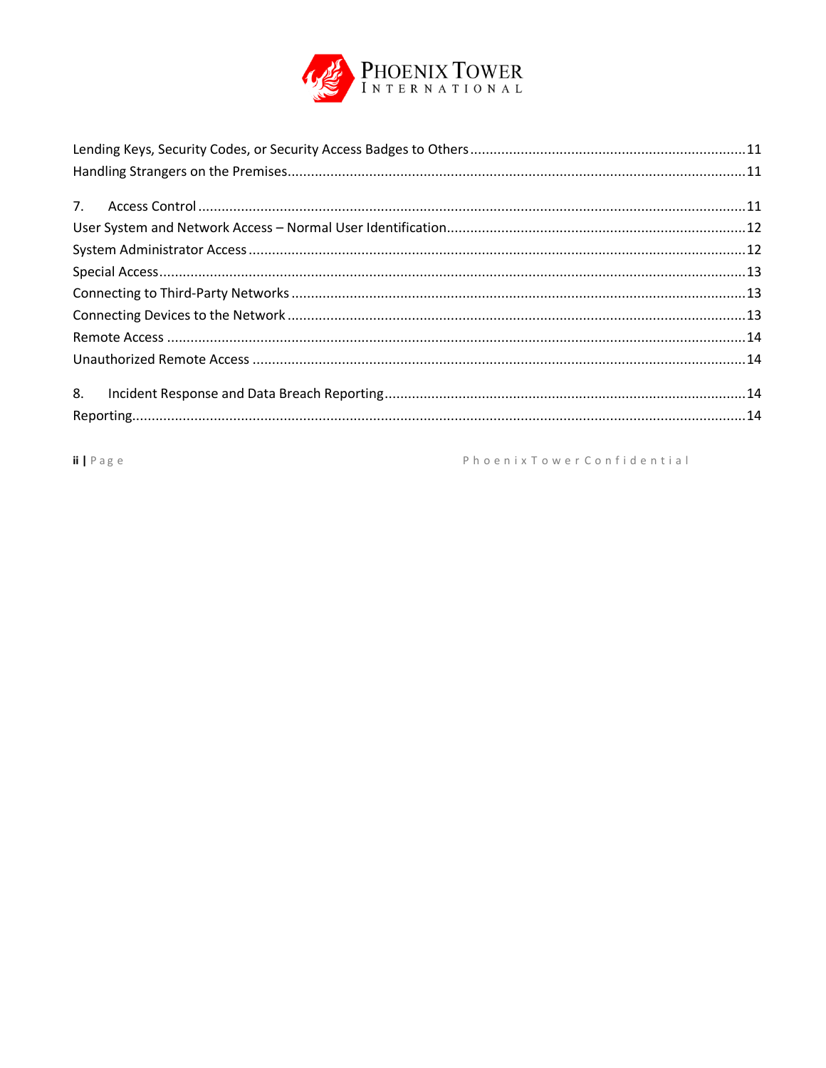Lending Keys, Security Codes, or Security Access Badges to Others ........................................................................ 11
Handling Strangers on the Premises ........................................................................................................................ 11

7. Access Control ........................................................................................................................................................ 11
User System and Network Access – Normal User Identification ................................................................................. 12
System Administrator Access ...................................................................................................................................... 12
Special Access ............................................................................................................................................................. 13
Connecting to Third-Party Networks ........................................................................................................................... 13
Connecting Devices to the Network ............................................................................................................................ 13
Remote Access ............................................................................................................................................................ 14
Unauthorized Remote Access ..................................................................................................................................... 14

8. Incident Response and Data Breach Reporting ........................................................................................................ 14
Reporting ...................................................................................................................................................................... 14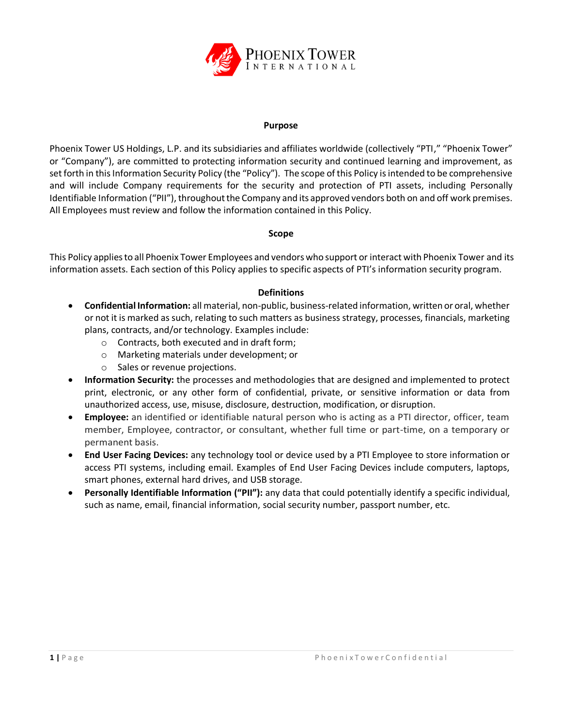## Purpose

Phoenix Tower US Holdings, L.P. and its subsidiaries and affiliates worldwide (collectively "PTI," "Phoenix Tower" or "Company"), are committed to protecting information security and continued learning and improvement, as set forth in this Information Security Policy (the "Policy"). The scope of this Policy is intended to be comprehensive and will include Company requirements for the security and protection of PTI assets, including Personally Identifiable Information ("PII"), throughout the Company and its approved vendors both on and off work premises. All Employees must review and follow the information contained in this Policy.

## Scope

This Policy applies to all Phoenix Tower Employees and vendors who support or interact with Phoenix Tower and its information assets. Each section of this Policy applies to specific aspects of PTI's information security program.

## Definitions

- **Confidential Information:** all material, non-public, business-related information, written or oral, whether or not it is marked as such, relating to such matters as business strategy, processes, financials, marketing plans, contracts, and/or technology. Examples include:
  - Contracts, both executed and in draft form;
  - Marketing materials under development; or
  - Sales or revenue projections.
- **Information Security:** the processes and methodologies that are designed and implemented to protect print, electronic, or any other form of confidential, private, or sensitive information or data from unauthorized access, use, misuse, disclosure, destruction, modification, or disruption.
- **Employee:** an identified or identifiable natural person who is acting as a PTI director, officer, team member, Employee, contractor, or consultant, whether full time or part-time, on a temporary or permanent basis.
- **End User Facing Devices:** any technology tool or device used by a PTI Employee to store information or access PTI systems, including email. Examples of End User Facing Devices include computers, laptops, smart phones, external hard drives, and USB storage.
- **Personally Identifiable Information ("PII"):** any data that could potentially identify a specific individual, such as name, email, financial information, social security number, passport number, etc.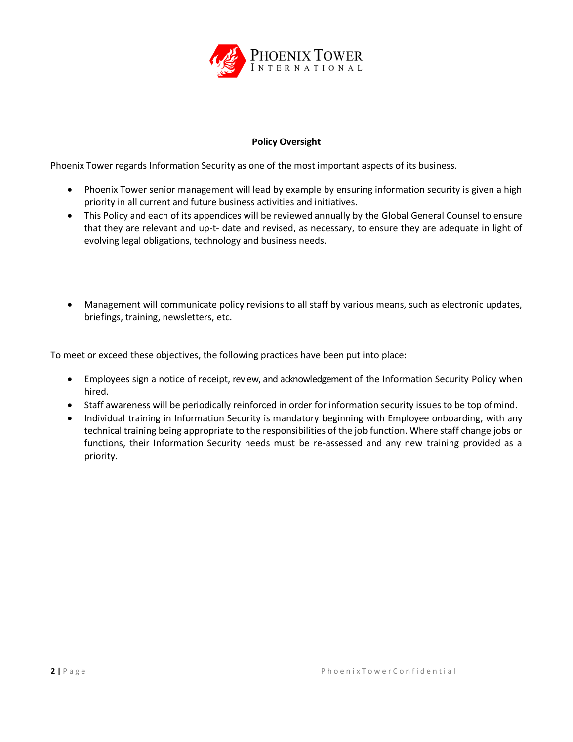## Policy Oversight

Phoenix Tower regards Information Security as one of the most important aspects of its business.

- Phoenix Tower senior management will lead by example by ensuring information security is given a high priority in all current and future business activities and initiatives.
- This Policy and each of its appendices will be reviewed annually by the Global General Counsel to ensure that they are relevant and up-t- date and revised, as necessary, to ensure they are adequate in light of evolving legal obligations, technology and business needs.
- Management will communicate policy revisions to all staff by various means, such as electronic updates, briefings, training, newsletters, etc.

To meet or exceed these objectives, the following practices have been put into place:

- Employees sign a notice of receipt, review, and acknowledgement of the Information Security Policy when hired.
- Staff awareness will be periodically reinforced in order for information security issues to be top of mind.
- Individual training in Information Security is mandatory beginning with Employee onboarding, with any technical training being appropriate to the responsibilities of the job function. Where staff change jobs or functions, their Information Security needs must be re-assessed and any new training provided as a priority.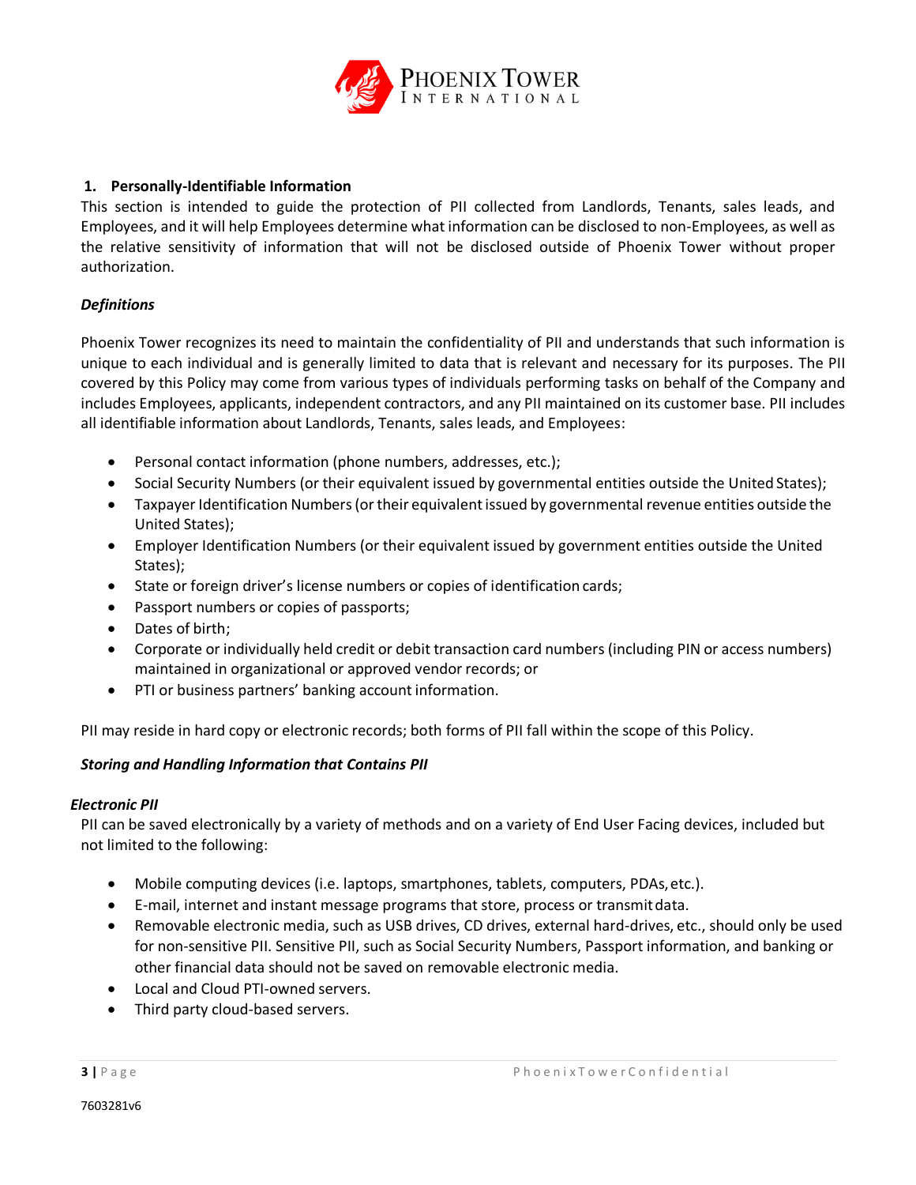## 1. Personally-Identifiable Information

This section is intended to guide the protection of PII collected from Landlords, Tenants, sales leads, and Employees, and it will help Employees determine what information can be disclosed to non-Employees, as well as the relative sensitivity of information that will not be disclosed outside of Phoenix Tower without proper authorization.

### *Definitions*

Phoenix Tower recognizes its need to maintain the confidentiality of PII and understands that such information is unique to each individual and is generally limited to data that is relevant and necessary for its purposes. The PII covered by this Policy may come from various types of individuals performing tasks on behalf of the Company and includes Employees, applicants, independent contractors, and any PII maintained on its customer base. PII includes all identifiable information about Landlords, Tenants, sales leads, and Employees:

- Personal contact information (phone numbers, addresses, etc.);
- Social Security Numbers (or their equivalent issued by governmental entities outside the United States);
- Taxpayer Identification Numbers (or their equivalent issued by governmental revenue entities outside the United States);
- Employer Identification Numbers (or their equivalent issued by government entities outside the United States);
- State or foreign driver's license numbers or copies of identification cards;
- Passport numbers or copies of passports;
- Dates of birth;
- Corporate or individually held credit or debit transaction card numbers (including PIN or access numbers) maintained in organizational or approved vendor records; or
- PTI or business partners' banking account information.

PII may reside in hard copy or electronic records; both forms of PII fall within the scope of this Policy.

### *Storing and Handling Information that Contains PII*

#### *Electronic PII*

PII can be saved electronically by a variety of methods and on a variety of End User Facing devices, included but not limited to the following:

- Mobile computing devices (i.e. laptops, smartphones, tablets, computers, PDAs, etc.).
- E-mail, internet and instant message programs that store, process or transmit data.
- Removable electronic media, such as USB drives, CD drives, external hard-drives, etc., should only be used for non-sensitive PII. Sensitive PII, such as Social Security Numbers, Passport information, and banking or other financial data should not be saved on removable electronic media.
- Local and Cloud PTI-owned servers.
- Third party cloud-based servers.

7603281v6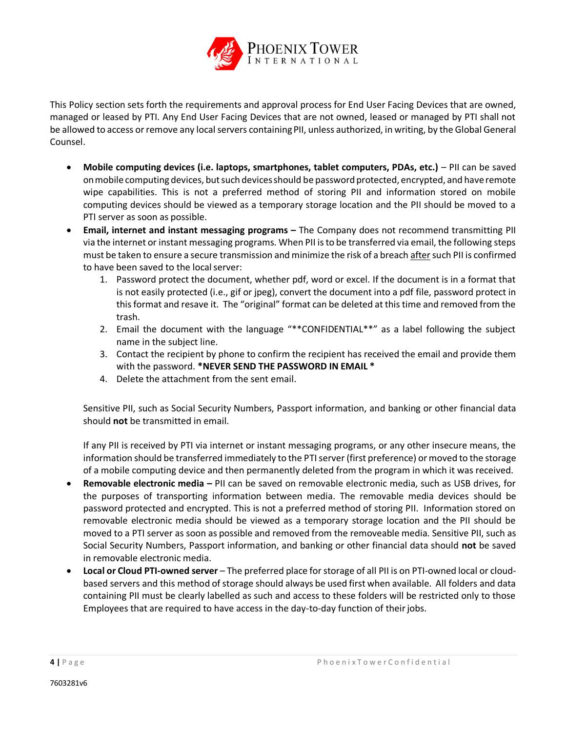This Policy section sets forth the requirements and approval process for End User Facing Devices that are owned, managed or leased by PTI. Any End User Facing Devices that are not owned, leased or managed by PTI shall not be allowed to access or remove any local servers containing PII, unless authorized, in writing, by the Global General Counsel.

- **Mobile computing devices (i.e. laptops, smartphones, tablet computers, PDAs, etc.)** – PII can be saved on mobile computing devices, but such devices should be password protected, encrypted, and have remote wipe capabilities. This is not a preferred method of storing PII and information stored on mobile computing devices should be viewed as a temporary storage location and the PII should be moved to a PTI server as soon as possible.
- **Email, internet and instant messaging programs –** The Company does not recommend transmitting PII via the internet or instant messaging programs. When PII is to be transferred via email, the following steps must be taken to ensure a secure transmission and minimize the risk of a breach <u>after</u> such PII is confirmed to have been saved to the local server:
    1. Password protect the document, whether pdf, word or excel. If the document is in a format that is not easily protected (i.e., gif or jpeg), convert the document into a pdf file, password protect in this format and resave it. The "original" format can be deleted at this time and removed from the trash.
    2. Email the document with the language "**CONFIDENTIAL**" as a label following the subject name in the subject line.
    3. Contact the recipient by phone to confirm the recipient has received the email and provide them with the password. **\*NEVER SEND THE PASSWORD IN EMAIL \***
    4. Delete the attachment from the sent email.

    Sensitive PII, such as Social Security Numbers, Passport information, and banking or other financial data should **not** be transmitted in email.

    If any PII is received by PTI via internet or instant messaging programs, or any other insecure means, the information should be transferred immediately to the PTI server (first preference) or moved to the storage of a mobile computing device and then permanently deleted from the program in which it was received.
- **Removable electronic media –** PII can be saved on removable electronic media, such as USB drives, for the purposes of transporting information between media. The removable media devices should be password protected and encrypted. This is not a preferred method of storing PII. Information stored on removable electronic media should be viewed as a temporary storage location and the PII should be moved to a PTI server as soon as possible and removed from the removeable media. Sensitive PII, such as Social Security Numbers, Passport information, and banking or other financial data should **not** be saved in removable electronic media.
- **Local or Cloud PTI-owned server** – The preferred place for storage of all PII is on PTI-owned local or cloud-based servers and this method of storage should always be used first when available. All folders and data containing PII must be clearly labelled as such and access to these folders will be restricted only to those Employees that are required to have access in the day-to-day function of their jobs.

7603281v6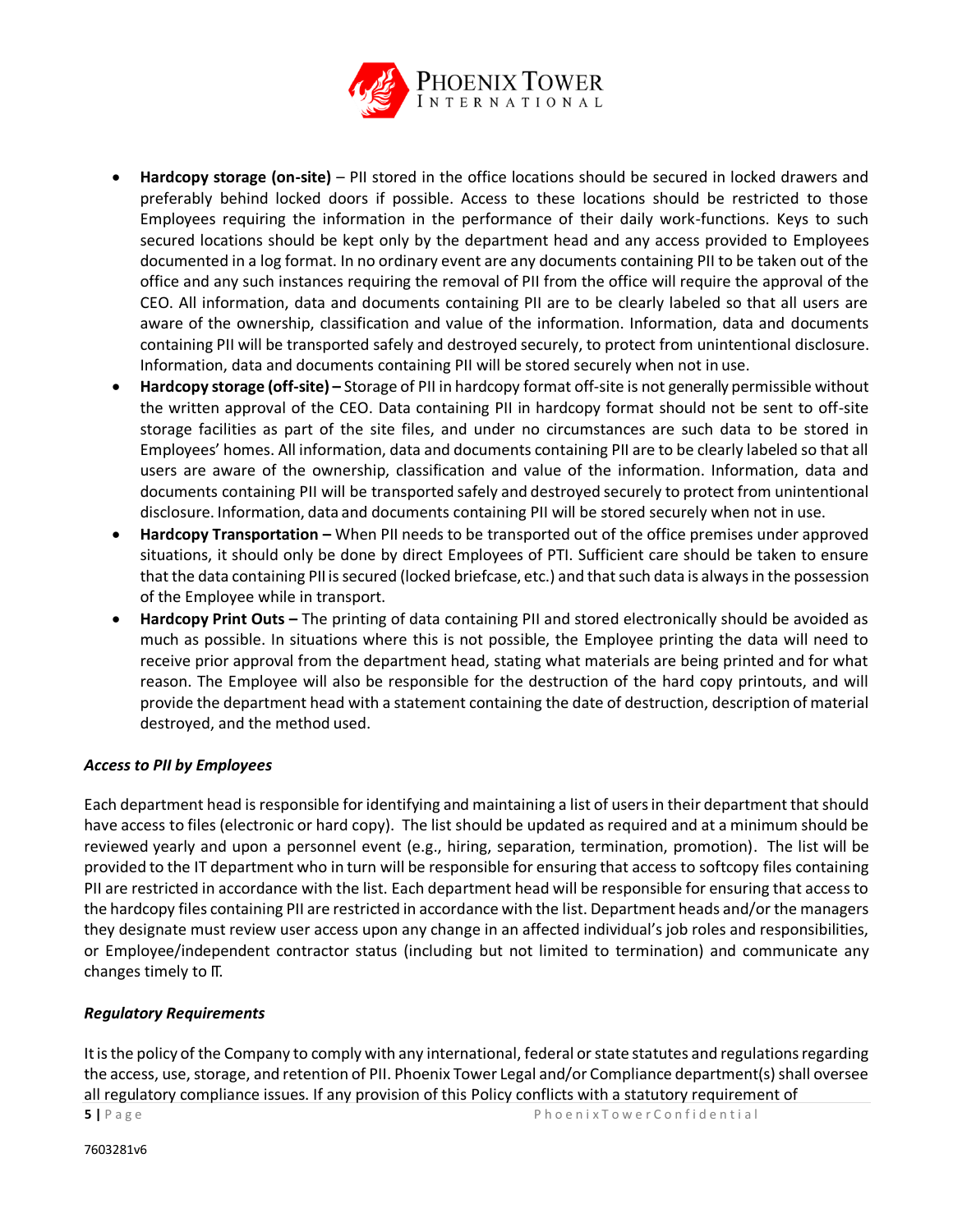- **Hardcopy storage (on-site)** – PII stored in the office locations should be secured in locked drawers and preferably behind locked doors if possible. Access to these locations should be restricted to those Employees requiring the information in the performance of their daily work-functions. Keys to such secured locations should be kept only by the department head and any access provided to Employees documented in a log format. In no ordinary event are any documents containing PII to be taken out of the office and any such instances requiring the removal of PII from the office will require the approval of the CEO. All information, data and documents containing PII are to be clearly labeled so that all users are aware of the ownership, classification and value of the information. Information, data and documents containing PII will be transported safely and destroyed securely, to protect from unintentional disclosure. Information, data and documents containing PII will be stored securely when not in use.
- **Hardcopy storage (off-site) –** Storage of PII in hardcopy format off-site is not generally permissible without the written approval of the CEO. Data containing PII in hardcopy format should not be sent to off-site storage facilities as part of the site files, and under no circumstances are such data to be stored in Employees' homes. All information, data and documents containing PII are to be clearly labeled so that all users are aware of the ownership, classification and value of the information. Information, data and documents containing PII will be transported safely and destroyed securely to protect from unintentional disclosure. Information, data and documents containing PII will be stored securely when not in use.
- **Hardcopy Transportation –** When PII needs to be transported out of the office premises under approved situations, it should only be done by direct Employees of PTI. Sufficient care should be taken to ensure that the data containing PII is secured (locked briefcase, etc.) and that such data is always in the possession of the Employee while in transport.
- **Hardcopy Print Outs –** The printing of data containing PII and stored electronically should be avoided as much as possible. In situations where this is not possible, the Employee printing the data will need to receive prior approval from the department head, stating what materials are being printed and for what reason. The Employee will also be responsible for the destruction of the hard copy printouts, and will provide the department head with a statement containing the date of destruction, description of material destroyed, and the method used.

***Access to PII by Employees***

Each department head is responsible for identifying and maintaining a list of users in their department that should have access to files (electronic or hard copy). The list should be updated as required and at a minimum should be reviewed yearly and upon a personnel event (e.g., hiring, separation, termination, promotion). The list will be provided to the IT department who in turn will be responsible for ensuring that access to softcopy files containing PII are restricted in accordance with the list. Each department head will be responsible for ensuring that access to the hardcopy files containing PII are restricted in accordance with the list. Department heads and/or the managers they designate must review user access upon any change in an affected individual's job roles and responsibilities, or Employee/independent contractor status (including but not limited to termination) and communicate any changes timely to IT.

***Regulatory Requirements***

It is the policy of the Company to comply with any international, federal or state statutes and regulations regarding the access, use, storage, and retention of PII. Phoenix Tower Legal and/or Compliance department(s) shall oversee all regulatory compliance issues. If any provision of this Policy conflicts with a statutory requirement of

7603281v6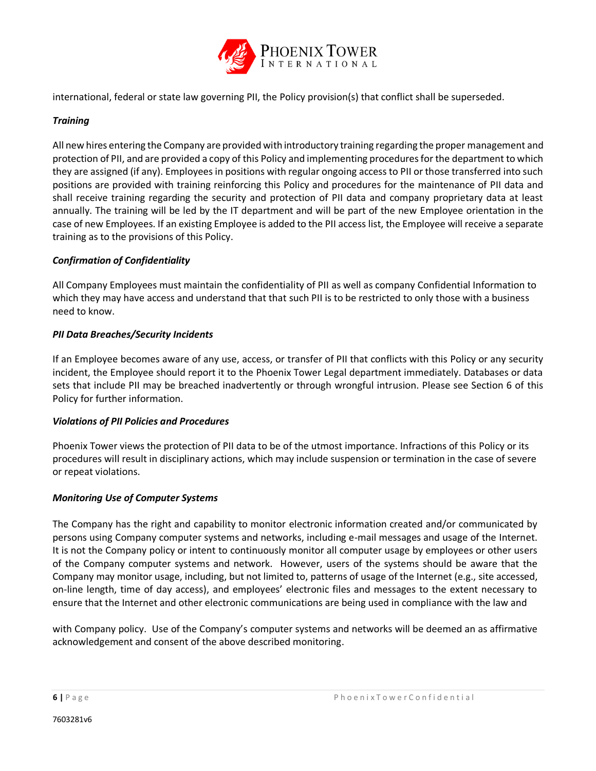international, federal or state law governing PII, the Policy provision(s) that conflict shall be superseded.

***Training***

All new hires entering the Company are provided with introductory training regarding the proper management and protection of PII, and are provided a copy of this Policy and implementing procedures for the department to which they are assigned (if any). Employees in positions with regular ongoing access to PII or those transferred into such positions are provided with training reinforcing this Policy and procedures for the maintenance of PII data and shall receive training regarding the security and protection of PII data and company proprietary data at least annually. The training will be led by the IT department and will be part of the new Employee orientation in the case of new Employees. If an existing Employee is added to the PII access list, the Employee will receive a separate training as to the provisions of this Policy.

***Confirmation of Confidentiality***

All Company Employees must maintain the confidentiality of PII as well as company Confidential Information to which they may have access and understand that that such PII is to be restricted to only those with a business need to know.

***PII Data Breaches/Security Incidents***

If an Employee becomes aware of any use, access, or transfer of PII that conflicts with this Policy or any security incident, the Employee should report it to the Phoenix Tower Legal department immediately. Databases or data sets that include PII may be breached inadvertently or through wrongful intrusion. Please see Section 6 of this Policy for further information.

***Violations of PII Policies and Procedures***

Phoenix Tower views the protection of PII data to be of the utmost importance. Infractions of this Policy or its procedures will result in disciplinary actions, which may include suspension or termination in the case of severe or repeat violations.

***Monitoring Use of Computer Systems***

The Company has the right and capability to monitor electronic information created and/or communicated by persons using Company computer systems and networks, including e-mail messages and usage of the Internet. It is not the Company policy or intent to continuously monitor all computer usage by employees or other users of the Company computer systems and network. However, users of the systems should be aware that the Company may monitor usage, including, but not limited to, patterns of usage of the Internet (e.g., site accessed, on-line length, time of day access), and employees' electronic files and messages to the extent necessary to ensure that the Internet and other electronic communications are being used in compliance with the law and with Company policy. Use of the Company's computer systems and networks will be deemed an as affirmative acknowledgement and consent of the above described monitoring.

7603281v6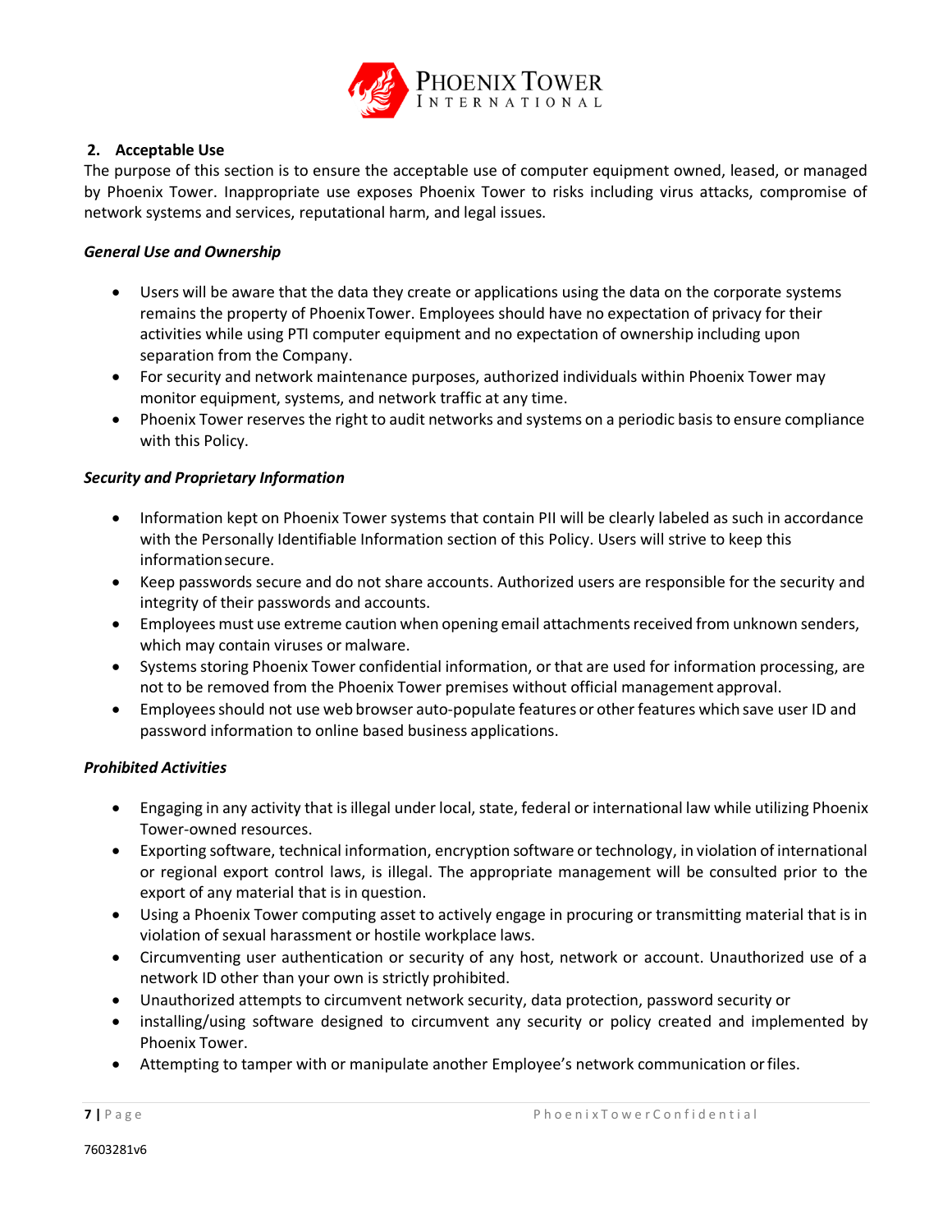## 2. Acceptable Use

The purpose of this section is to ensure the acceptable use of computer equipment owned, leased, or managed by Phoenix Tower. Inappropriate use exposes Phoenix Tower to risks including virus attacks, compromise of network systems and services, reputational harm, and legal issues.

***General Use and Ownership***

- Users will be aware that the data they create or applications using the data on the corporate systems remains the property of Phoenix Tower. Employees should have no expectation of privacy for their activities while using PTI computer equipment and no expectation of ownership including upon separation from the Company.
- For security and network maintenance purposes, authorized individuals within Phoenix Tower may monitor equipment, systems, and network traffic at any time.
- Phoenix Tower reserves the right to audit networks and systems on a periodic basis to ensure compliance with this Policy.

***Security and Proprietary Information***

- Information kept on Phoenix Tower systems that contain PII will be clearly labeled as such in accordance with the Personally Identifiable Information section of this Policy. Users will strive to keep this information secure.
- Keep passwords secure and do not share accounts. Authorized users are responsible for the security and integrity of their passwords and accounts.
- Employees must use extreme caution when opening email attachments received from unknown senders, which may contain viruses or malware.
- Systems storing Phoenix Tower confidential information, or that are used for information processing, are not to be removed from the Phoenix Tower premises without official management approval.
- Employees should not use web browser auto-populate features or other features which save user ID and password information to online based business applications.

***Prohibited Activities***

- Engaging in any activity that is illegal under local, state, federal or international law while utilizing Phoenix Tower-owned resources.
- Exporting software, technical information, encryption software or technology, in violation of international or regional export control laws, is illegal. The appropriate management will be consulted prior to the export of any material that is in question.
- Using a Phoenix Tower computing asset to actively engage in procuring or transmitting material that is in violation of sexual harassment or hostile workplace laws.
- Circumventing user authentication or security of any host, network or account. Unauthorized use of a network ID other than your own is strictly prohibited.
- Unauthorized attempts to circumvent network security, data protection, password security or
- installing/using software designed to circumvent any security or policy created and implemented by Phoenix Tower.
- Attempting to tamper with or manipulate another Employee's network communication or files.

7603281v6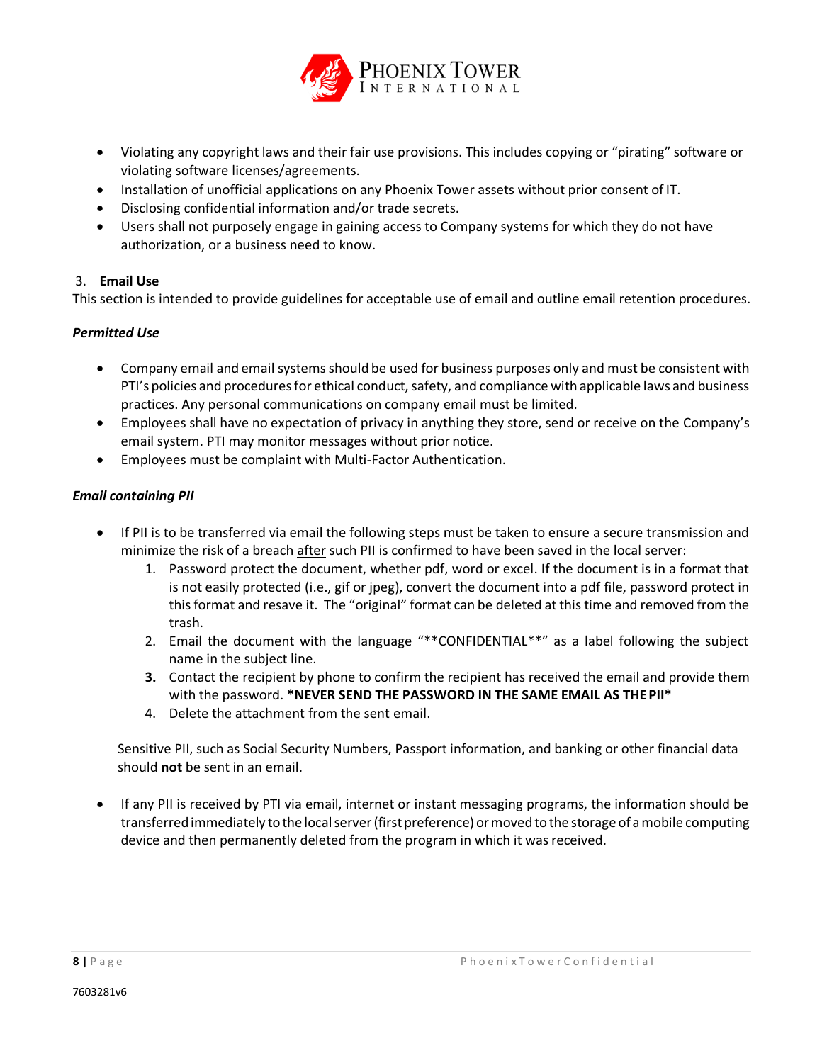- Violating any copyright laws and their fair use provisions. This includes copying or "pirating" software or violating software licenses/agreements.
- Installation of unofficial applications on any Phoenix Tower assets without prior consent of IT.
- Disclosing confidential information and/or trade secrets.
- Users shall not purposely engage in gaining access to Company systems for which they do not have authorization, or a business need to know.

3. **Email Use**

This section is intended to provide guidelines for acceptable use of email and outline email retention procedures.

***Permitted Use***

- Company email and email systems should be used for business purposes only and must be consistent with PTI's policies and procedures for ethical conduct, safety, and compliance with applicable laws and business practices. Any personal communications on company email must be limited.
- Employees shall have no expectation of privacy in anything they store, send or receive on the Company's email system. PTI may monitor messages without prior notice.
- Employees must be complaint with Multi-Factor Authentication.

***Email containing PII***

- If PII is to be transferred via email the following steps must be taken to ensure a secure transmission and minimize the risk of a breach <u>after</u> such PII is confirmed to have been saved in the local server:
    1. Password protect the document, whether pdf, word or excel. If the document is in a format that is not easily protected (i.e., gif or jpeg), convert the document into a pdf file, password protect in this format and resave it. The "original" format can be deleted at this time and removed from the trash.
    2. Email the document with the language "**CONFIDENTIAL**" as a label following the subject name in the subject line.
    3. Contact the recipient by phone to confirm the recipient has received the email and provide them with the password. ***NEVER SEND THE PASSWORD IN THE SAME EMAIL AS THE PII***
    4. Delete the attachment from the sent email.

  Sensitive PII, such as Social Security Numbers, Passport information, and banking or other financial data should **not** be sent in an email.

- If any PII is received by PTI via email, internet or instant messaging programs, the information should be transferred immediately to the local server (first preference) or moved to the storage of a mobile computing device and then permanently deleted from the program in which it was received.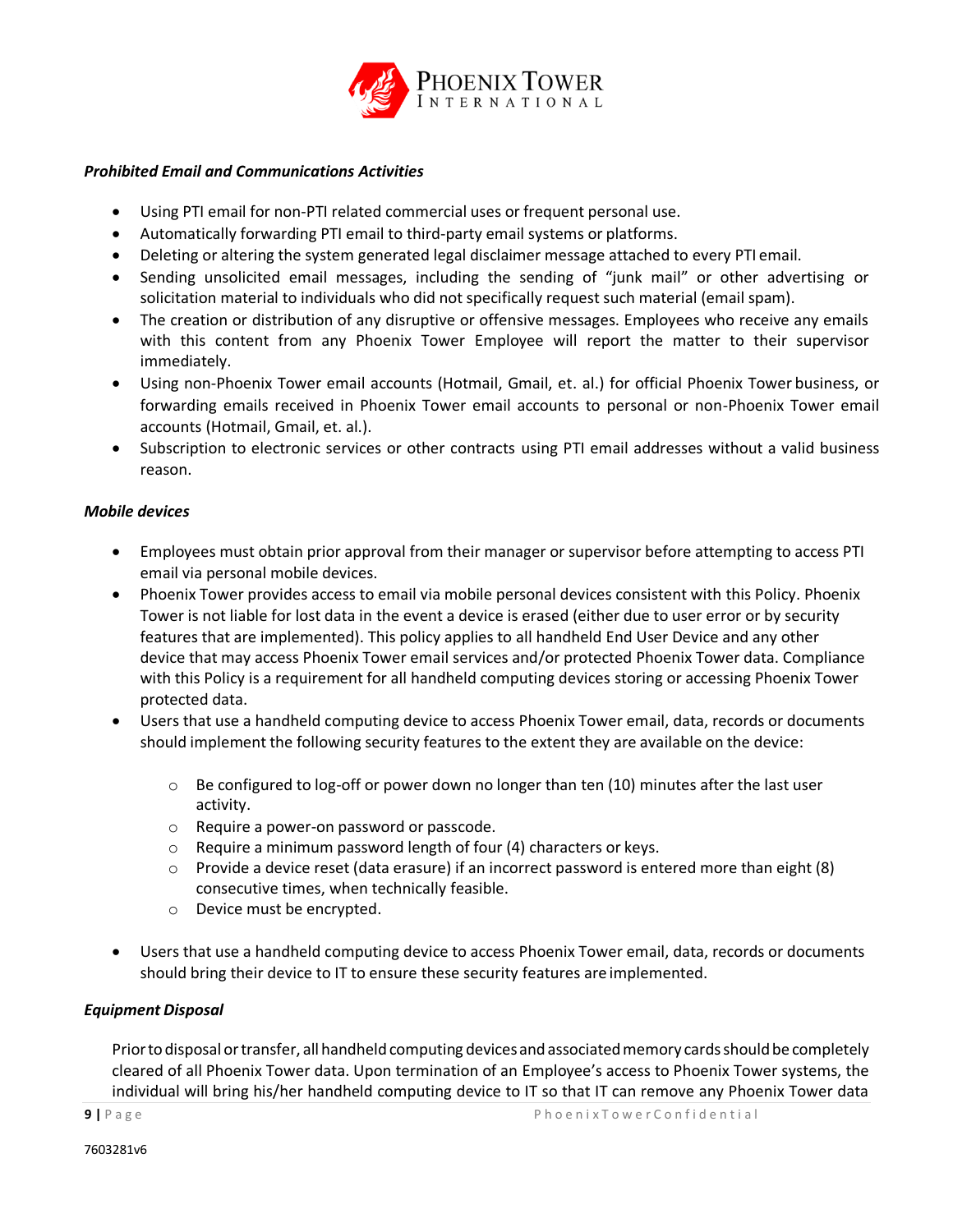***Prohibited Email and Communications Activities***

- Using PTI email for non-PTI related commercial uses or frequent personal use.
- Automatically forwarding PTI email to third-party email systems or platforms.
- Deleting or altering the system generated legal disclaimer message attached to every PTI email.
- Sending unsolicited email messages, including the sending of "junk mail" or other advertising or solicitation material to individuals who did not specifically request such material (email spam).
- The creation or distribution of any disruptive or offensive messages. Employees who receive any emails with this content from any Phoenix Tower Employee will report the matter to their supervisor immediately.
- Using non-Phoenix Tower email accounts (Hotmail, Gmail, et. al.) for official Phoenix Tower business, or forwarding emails received in Phoenix Tower email accounts to personal or non-Phoenix Tower email accounts (Hotmail, Gmail, et. al.).
- Subscription to electronic services or other contracts using PTI email addresses without a valid business reason.

***Mobile devices***

- Employees must obtain prior approval from their manager or supervisor before attempting to access PTI email via personal mobile devices.
- Phoenix Tower provides access to email via mobile personal devices consistent with this Policy. Phoenix Tower is not liable for lost data in the event a device is erased (either due to user error or by security features that are implemented). This policy applies to all handheld End User Device and any other device that may access Phoenix Tower email services and/or protected Phoenix Tower data. Compliance with this Policy is a requirement for all handheld computing devices storing or accessing Phoenix Tower protected data.
- Users that use a handheld computing device to access Phoenix Tower email, data, records or documents should implement the following security features to the extent they are available on the device:
    - Be configured to log-off or power down no longer than ten (10) minutes after the last user activity.
    - Require a power-on password or passcode.
    - Require a minimum password length of four (4) characters or keys.
    - Provide a device reset (data erasure) if an incorrect password is entered more than eight (8) consecutive times, when technically feasible.
    - Device must be encrypted.
- Users that use a handheld computing device to access Phoenix Tower email, data, records or documents should bring their device to IT to ensure these security features are implemented.

***Equipment Disposal***

Prior to disposal or transfer, all handheld computing devices and associated memory cards should be completely cleared of all Phoenix Tower data. Upon termination of an Employee's access to Phoenix Tower systems, the individual will bring his/her handheld computing device to IT so that IT can remove any Phoenix Tower data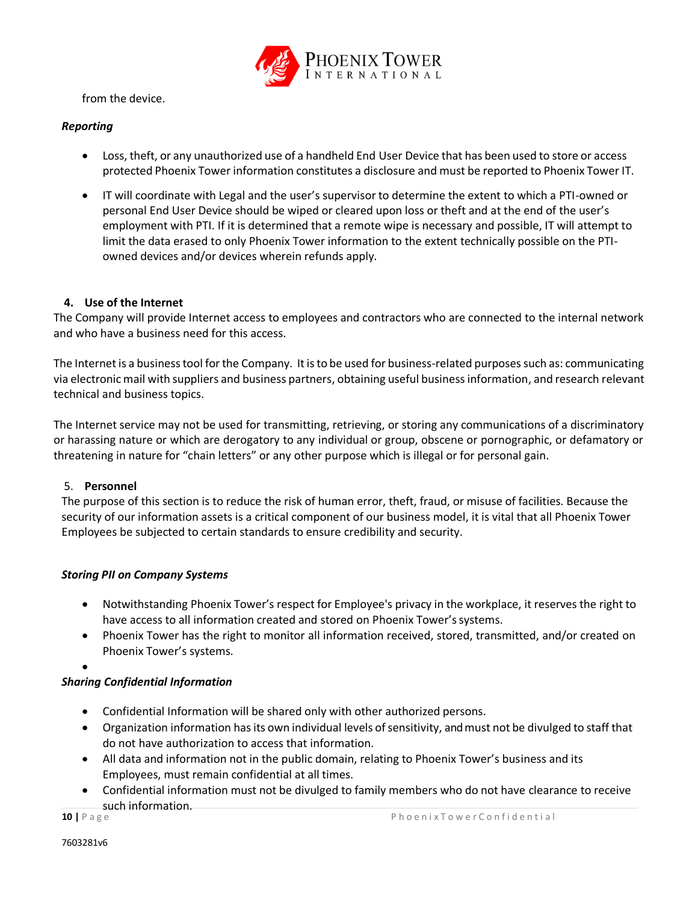from the device.

***Reporting***

- Loss, theft, or any unauthorized use of a handheld End User Device that has been used to store or access protected Phoenix Tower information constitutes a disclosure and must be reported to Phoenix Tower IT.

- IT will coordinate with Legal and the user's supervisor to determine the extent to which a PTI-owned or personal End User Device should be wiped or cleared upon loss or theft and at the end of the user's employment with PTI. If it is determined that a remote wipe is necessary and possible, IT will attempt to limit the data erased to only Phoenix Tower information to the extent technically possible on the PTI-owned devices and/or devices wherein refunds apply.

**4. Use of the Internet**

The Company will provide Internet access to employees and contractors who are connected to the internal network and who have a business need for this access.

The Internet is a business tool for the Company. It is to be used for business-related purposes such as: communicating via electronic mail with suppliers and business partners, obtaining useful business information, and research relevant technical and business topics.

The Internet service may not be used for transmitting, retrieving, or storing any communications of a discriminatory or harassing nature or which are derogatory to any individual or group, obscene or pornographic, or defamatory or threatening in nature for "chain letters" or any other purpose which is illegal or for personal gain.

5. **Personnel**

The purpose of this section is to reduce the risk of human error, theft, fraud, or misuse of facilities. Because the security of our information assets is a critical component of our business model, it is vital that all Phoenix Tower Employees be subjected to certain standards to ensure credibility and security.

***Storing PII on Company Systems***

- Notwithstanding Phoenix Tower's respect for Employee's privacy in the workplace, it reserves the right to have access to all information created and stored on Phoenix Tower's systems.
- Phoenix Tower has the right to monitor all information received, stored, transmitted, and/or created on Phoenix Tower's systems.

***Sharing Confidential Information***

- Confidential Information will be shared only with other authorized persons.
- Organization information has its own individual levels of sensitivity, and must not be divulged to staff that do not have authorization to access that information.
- All data and information not in the public domain, relating to Phoenix Tower's business and its Employees, must remain confidential at all times.
- Confidential information must not be divulged to family members who do not have clearance to receive such information.

7603281v6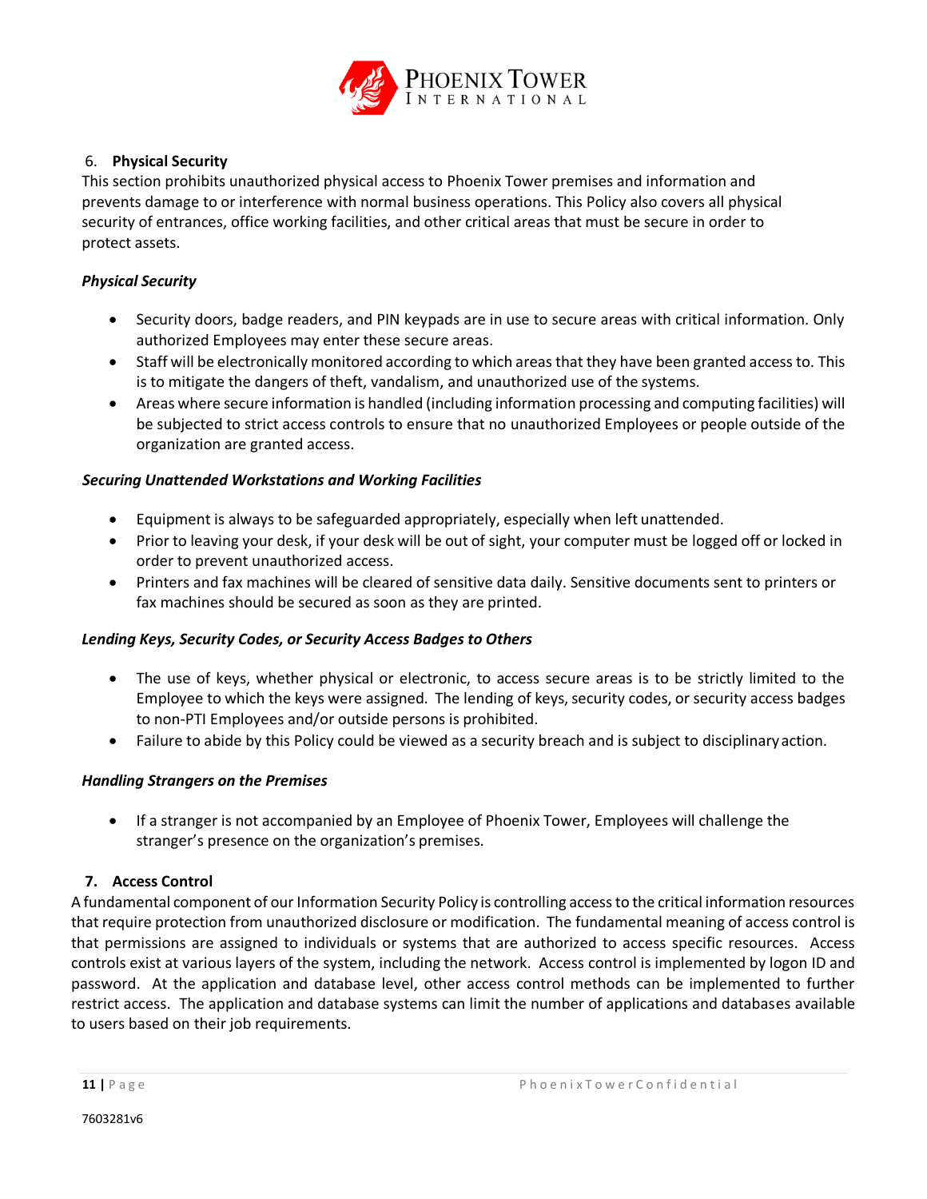## 6. Physical Security

This section prohibits unauthorized physical access to Phoenix Tower premises and information and prevents damage to or interference with normal business operations. This Policy also covers all physical security of entrances, office working facilities, and other critical areas that must be secure in order to protect assets.

### *Physical Security*

- Security doors, badge readers, and PIN keypads are in use to secure areas with critical information. Only authorized Employees may enter these secure areas.
- Staff will be electronically monitored according to which areas that they have been granted access to. This is to mitigate the dangers of theft, vandalism, and unauthorized use of the systems.
- Areas where secure information is handled (including information processing and computing facilities) will be subjected to strict access controls to ensure that no unauthorized Employees or people outside of the organization are granted access.

### *Securing Unattended Workstations and Working Facilities*

- Equipment is always to be safeguarded appropriately, especially when left unattended.
- Prior to leaving your desk, if your desk will be out of sight, your computer must be logged off or locked in order to prevent unauthorized access.
- Printers and fax machines will be cleared of sensitive data daily. Sensitive documents sent to printers or fax machines should be secured as soon as they are printed.

### *Lending Keys, Security Codes, or Security Access Badges to Others*

- The use of keys, whether physical or electronic, to access secure areas is to be strictly limited to the Employee to which the keys were assigned. The lending of keys, security codes, or security access badges to non-PTI Employees and/or outside persons is prohibited.
- Failure to abide by this Policy could be viewed as a security breach and is subject to disciplinary action.

### *Handling Strangers on the Premises*

- If a stranger is not accompanied by an Employee of Phoenix Tower, Employees will challenge the stranger's presence on the organization's premises.

## 7. Access Control

A fundamental component of our Information Security Policy is controlling access to the critical information resources that require protection from unauthorized disclosure or modification. The fundamental meaning of access control is that permissions are assigned to individuals or systems that are authorized to access specific resources. Access controls exist at various layers of the system, including the network. Access control is implemented by logon ID and password. At the application and database level, other access control methods can be implemented to further restrict access. The application and database systems can limit the number of applications and databases available to users based on their job requirements.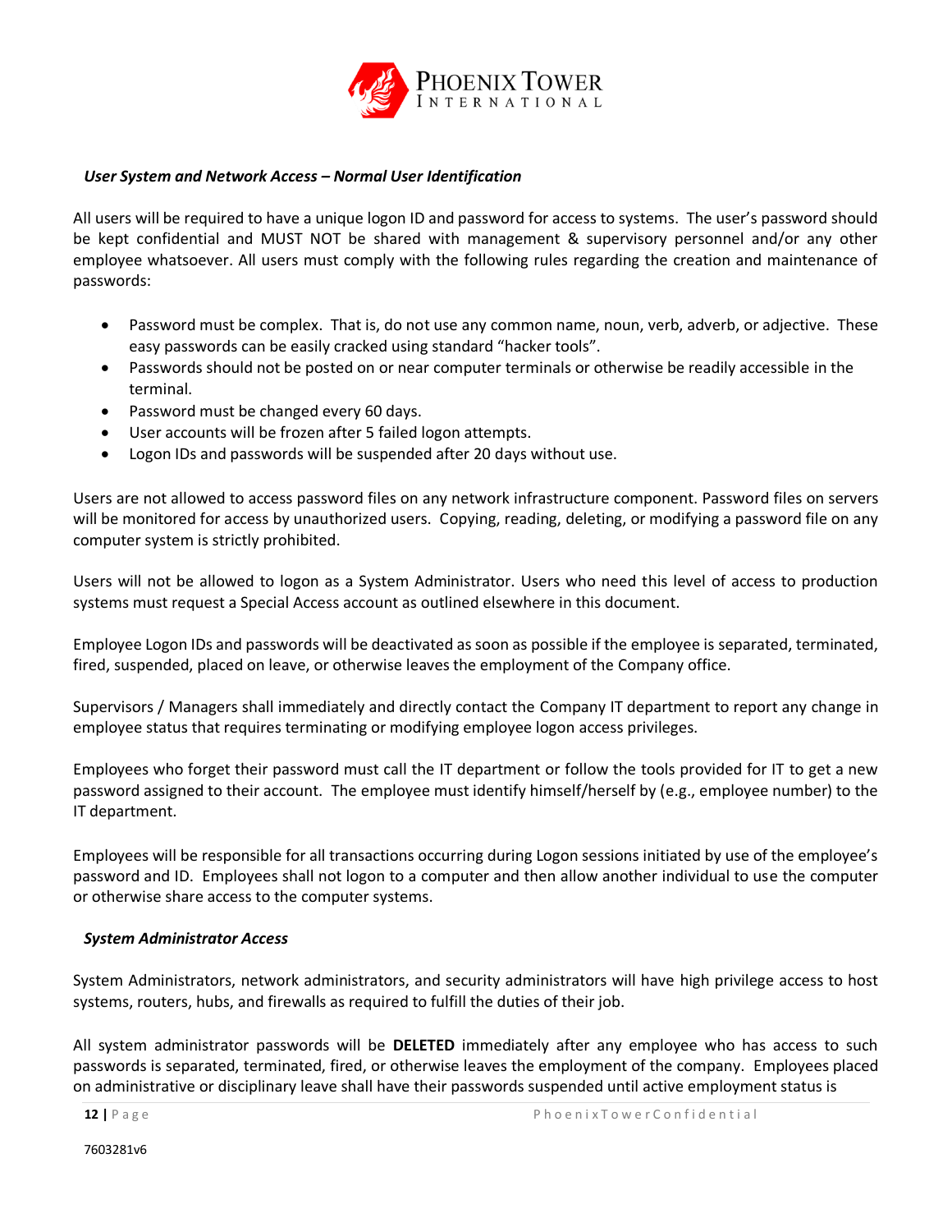### *User System and Network Access – Normal User Identification*

All users will be required to have a unique logon ID and password for access to systems. The user's password should be kept confidential and MUST NOT be shared with management & supervisory personnel and/or any other employee whatsoever. All users must comply with the following rules regarding the creation and maintenance of passwords:

- Password must be complex. That is, do not use any common name, noun, verb, adverb, or adjective. These easy passwords can be easily cracked using standard "hacker tools".
- Passwords should not be posted on or near computer terminals or otherwise be readily accessible in the terminal.
- Password must be changed every 60 days.
- User accounts will be frozen after 5 failed logon attempts.
- Logon IDs and passwords will be suspended after 20 days without use.

Users are not allowed to access password files on any network infrastructure component. Password files on servers will be monitored for access by unauthorized users. Copying, reading, deleting, or modifying a password file on any computer system is strictly prohibited.

Users will not be allowed to logon as a System Administrator. Users who need this level of access to production systems must request a Special Access account as outlined elsewhere in this document.

Employee Logon IDs and passwords will be deactivated as soon as possible if the employee is separated, terminated, fired, suspended, placed on leave, or otherwise leaves the employment of the Company office.

Supervisors / Managers shall immediately and directly contact the Company IT department to report any change in employee status that requires terminating or modifying employee logon access privileges.

Employees who forget their password must call the IT department or follow the tools provided for IT to get a new password assigned to their account. The employee must identify himself/herself by (e.g., employee number) to the IT department.

Employees will be responsible for all transactions occurring during Logon sessions initiated by use of the employee's password and ID. Employees shall not logon to a computer and then allow another individual to use the computer or otherwise share access to the computer systems.

### *System Administrator Access*

System Administrators, network administrators, and security administrators will have high privilege access to host systems, routers, hubs, and firewalls as required to fulfill the duties of their job.

All system administrator passwords will be **DELETED** immediately after any employee who has access to such passwords is separated, terminated, fired, or otherwise leaves the employment of the company. Employees placed on administrative or disciplinary leave shall have their passwords suspended until active employment status is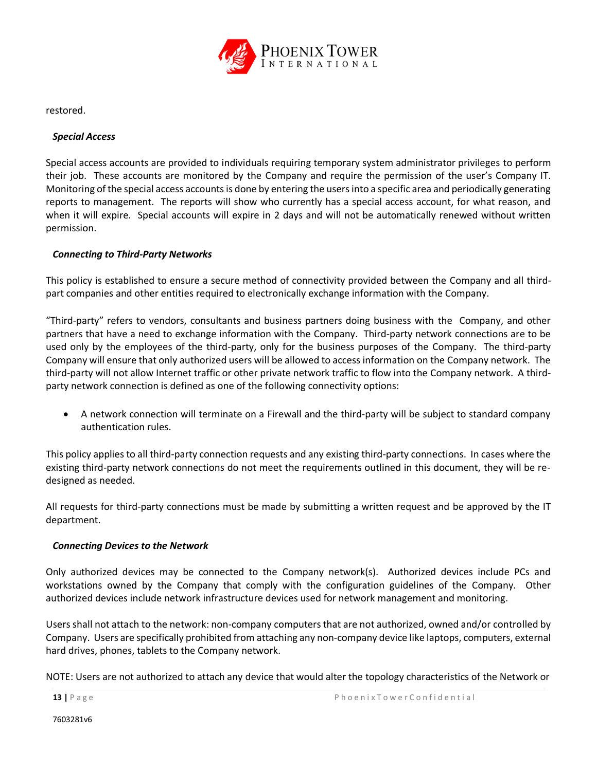restored.

***Special Access***

Special access accounts are provided to individuals requiring temporary system administrator privileges to perform their job. These accounts are monitored by the Company and require the permission of the user's Company IT. Monitoring of the special access accounts is done by entering the users into a specific area and periodically generating reports to management. The reports will show who currently has a special access account, for what reason, and when it will expire. Special accounts will expire in 2 days and will not be automatically renewed without written permission.

***Connecting to Third-Party Networks***

This policy is established to ensure a secure method of connectivity provided between the Company and all third-part companies and other entities required to electronically exchange information with the Company.

"Third-party" refers to vendors, consultants and business partners doing business with the Company, and other partners that have a need to exchange information with the Company. Third-party network connections are to be used only by the employees of the third-party, only for the business purposes of the Company. The third-party Company will ensure that only authorized users will be allowed to access information on the Company network. The third-party will not allow Internet traffic or other private network traffic to flow into the Company network. A third-party network connection is defined as one of the following connectivity options:

- A network connection will terminate on a Firewall and the third-party will be subject to standard company authentication rules.

This policy applies to all third-party connection requests and any existing third-party connections. In cases where the existing third-party network connections do not meet the requirements outlined in this document, they will be re-designed as needed.

All requests for third-party connections must be made by submitting a written request and be approved by the IT department.

***Connecting Devices to the Network***

Only authorized devices may be connected to the Company network(s). Authorized devices include PCs and workstations owned by the Company that comply with the configuration guidelines of the Company. Other authorized devices include network infrastructure devices used for network management and monitoring.

Users shall not attach to the network: non-company computers that are not authorized, owned and/or controlled by Company. Users are specifically prohibited from attaching any non-company device like laptops, computers, external hard drives, phones, tablets to the Company network.

NOTE: Users are not authorized to attach any device that would alter the topology characteristics of the Network or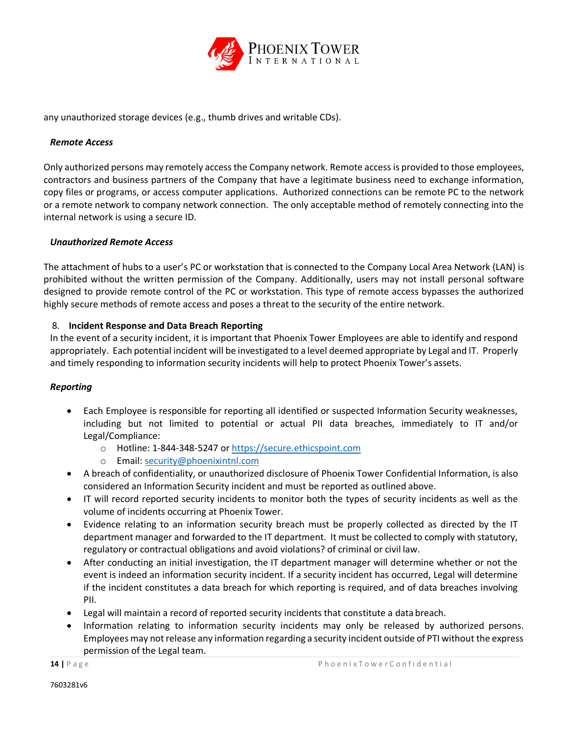any unauthorized storage devices (e.g., thumb drives and writable CDs).

***Remote Access***

Only authorized persons may remotely access the Company network. Remote access is provided to those employees, contractors and business partners of the Company that have a legitimate business need to exchange information, copy files or programs, or access computer applications. Authorized connections can be remote PC to the network or a remote network to company network connection. The only acceptable method of remotely connecting into the internal network is using a secure ID.

***Unauthorized Remote Access***

The attachment of hubs to a user's PC or workstation that is connected to the Company Local Area Network (LAN) is prohibited without the written permission of the Company. Additionally, users may not install personal software designed to provide remote control of the PC or workstation. This type of remote access bypasses the authorized highly secure methods of remote access and poses a threat to the security of the entire network.

8. **Incident Response and Data Breach Reporting**

In the event of a security incident, it is important that Phoenix Tower Employees are able to identify and respond appropriately. Each potential incident will be investigated to a level deemed appropriate by Legal and IT. Properly and timely responding to information security incidents will help to protect Phoenix Tower's assets.

***Reporting***

- Each Employee is responsible for reporting all identified or suspected Information Security weaknesses, including but not limited to potential or actual PII data breaches, immediately to IT and/or Legal/Compliance:
  - Hotline: 1-844-348-5247 or https://secure.ethicspoint.com
  - Email: security@phoenixintnl.com
- A breach of confidentiality, or unauthorized disclosure of Phoenix Tower Confidential Information, is also considered an Information Security incident and must be reported as outlined above.
- IT will record reported security incidents to monitor both the types of security incidents as well as the volume of incidents occurring at Phoenix Tower.
- Evidence relating to an information security breach must be properly collected as directed by the IT department manager and forwarded to the IT department. It must be collected to comply with statutory, regulatory or contractual obligations and avoid violations? of criminal or civil law.
- After conducting an initial investigation, the IT department manager will determine whether or not the event is indeed an information security incident. If a security incident has occurred, Legal will determine if the incident constitutes a data breach for which reporting is required, and of data breaches involving PII.
- Legal will maintain a record of reported security incidents that constitute a data breach.
- Information relating to information security incidents may only be released by authorized persons. Employees may not release any information regarding a security incident outside of PTI without the express permission of the Legal team.

7603281v6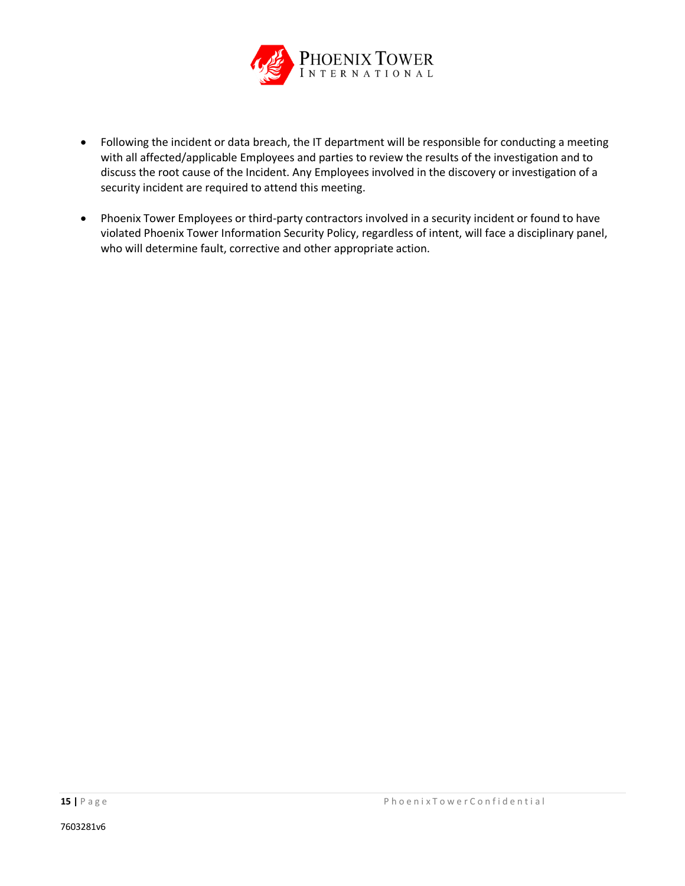- Following the incident or data breach, the IT department will be responsible for conducting a meeting with all affected/applicable Employees and parties to review the results of the investigation and to discuss the root cause of the Incident. Any Employees involved in the discovery or investigation of a security incident are required to attend this meeting.

- Phoenix Tower Employees or third-party contractors involved in a security incident or found to have violated Phoenix Tower Information Security Policy, regardless of intent, will face a disciplinary panel, who will determine fault, corrective and other appropriate action.